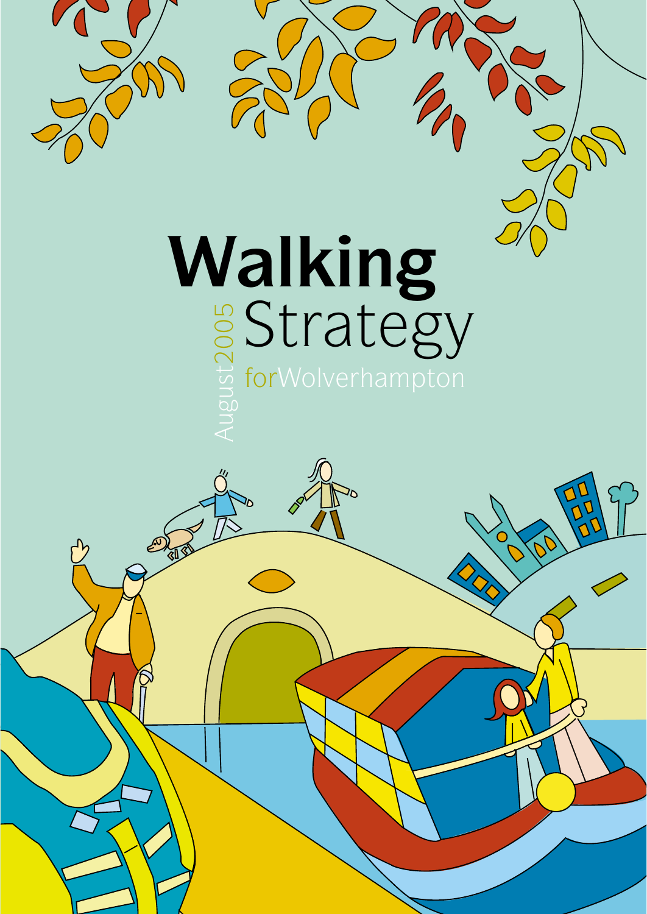# Walking Strategy

for Wolverhampton

August 2005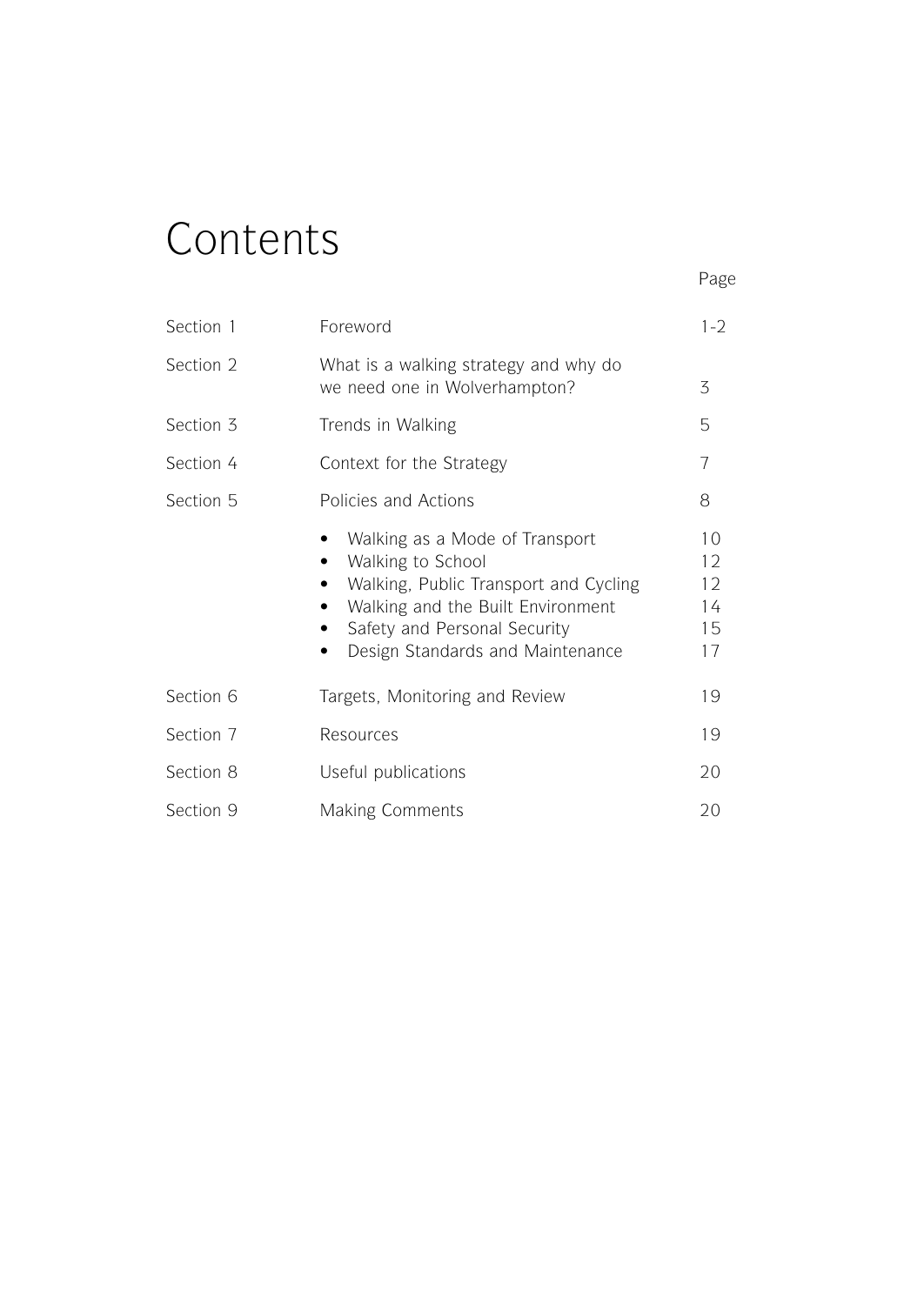# Contents

| | | Page |
|---|---|---|
| Section 1 | Foreword | 1-2 |
| Section 2 | What is a walking strategy and why do we need one in Wolverhampton? | 3 |
| Section 3 | Trends in Walking | 5 |
| Section 4 | Context for the Strategy | 7 |
| Section 5 | Policies and Actions | 8 |
| | • Walking as a Mode of Transport | 10 |
| | • Walking to School | 12 |
| | • Walking, Public Transport and Cycling | 12 |
| | • Walking and the Built Environment | 14 |
| | • Safety and Personal Security | 15 |
| | • Design Standards and Maintenance | 17 |
| Section 6 | Targets, Monitoring and Review | 19 |
| Section 7 | Resources | 19 |
| Section 8 | Useful publications | 20 |
| Section 9 | Making Comments | 20 |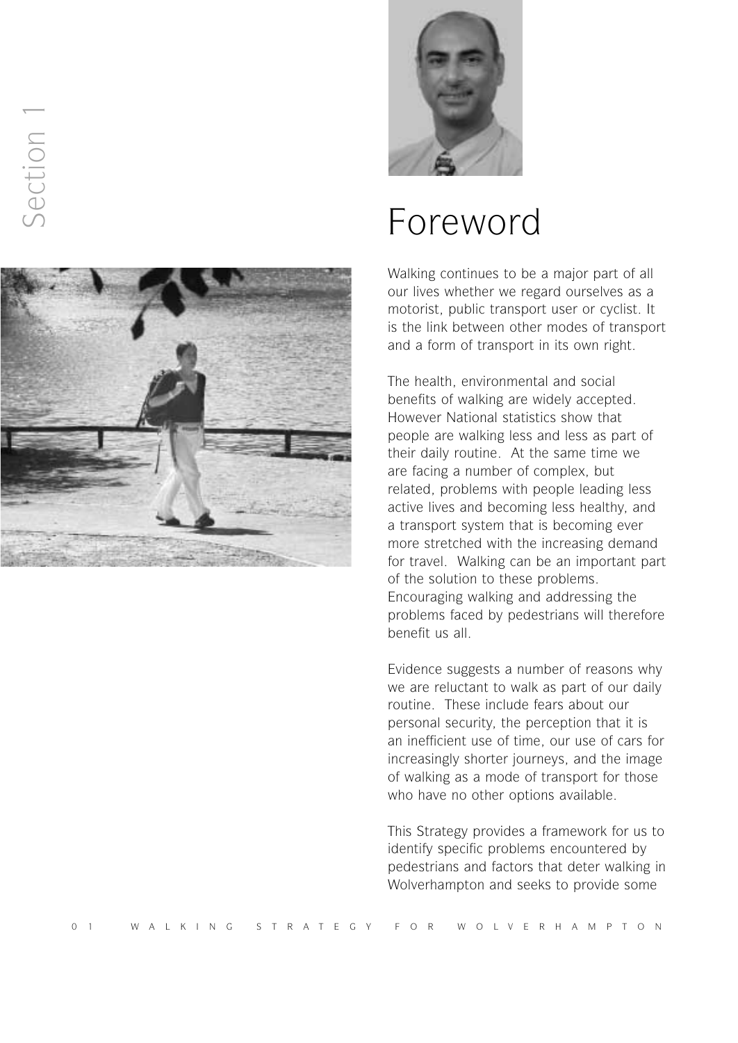Section 1

# Foreword

Walking continues to be a major part of all our lives whether we regard ourselves as a motorist, public transport user or cyclist. It is the link between other modes of transport and a form of transport in its own right.

The health, environmental and social benefits of walking are widely accepted. However National statistics show that people are walking less and less as part of their daily routine. At the same time we are facing a number of complex, but related, problems with people leading less active lives and becoming less healthy, and a transport system that is becoming ever more stretched with the increasing demand for travel. Walking can be an important part of the solution to these problems. Encouraging walking and addressing the problems faced by pedestrians will therefore benefit us all.

Evidence suggests a number of reasons why we are reluctant to walk as part of our daily routine. These include fears about our personal security, the perception that it is an inefficient use of time, our use of cars for increasingly shorter journeys, and the image of walking as a mode of transport for those who have no other options available.

This Strategy provides a framework for us to identify specific problems encountered by pedestrians and factors that deter walking in Wolverhampton and seeks to provide some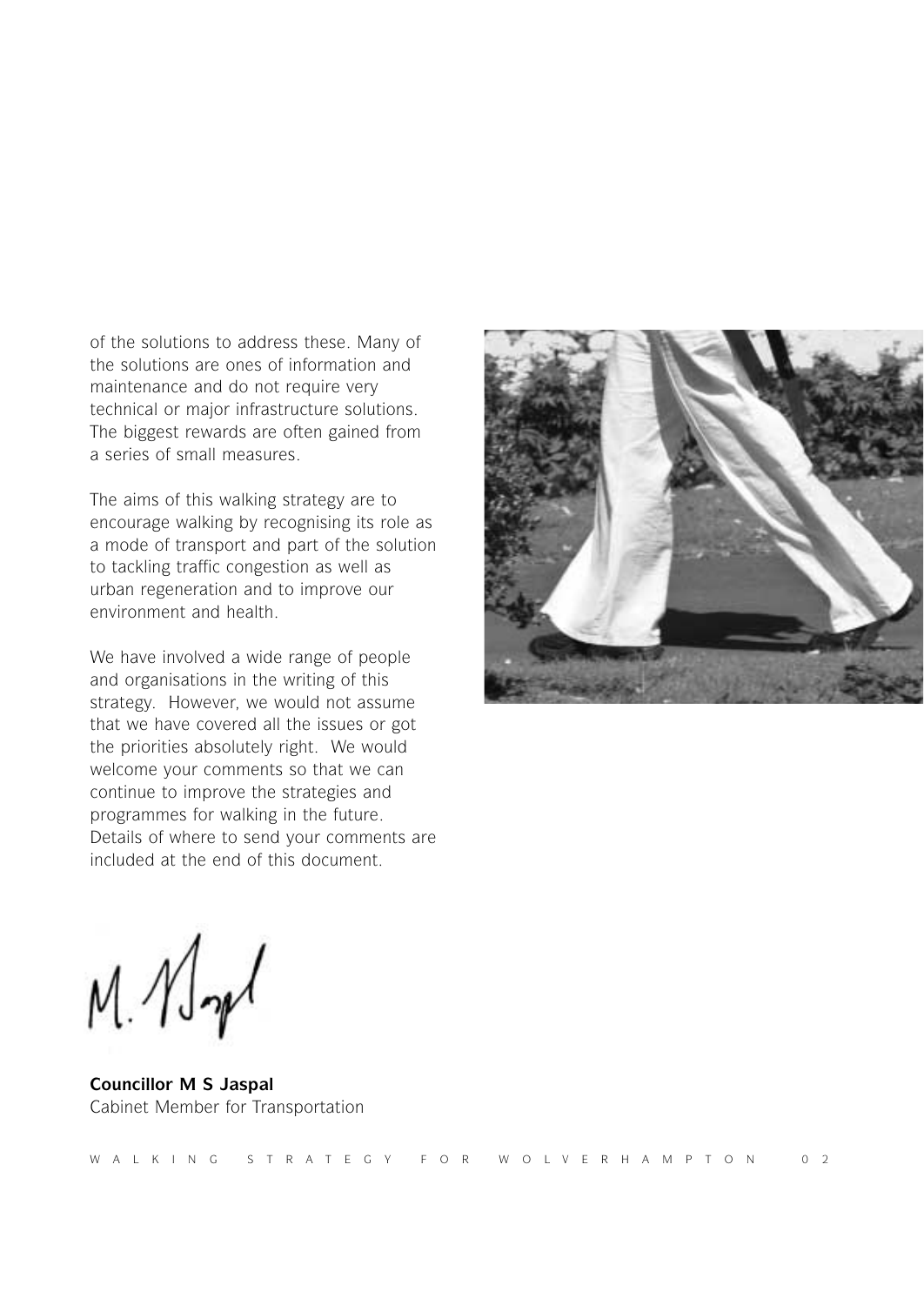of the solutions to address these. Many of the solutions are ones of information and maintenance and do not require very technical or major infrastructure solutions. The biggest rewards are often gained from a series of small measures.

The aims of this walking strategy are to encourage walking by recognising its role as a mode of transport and part of the solution to tackling traffic congestion as well as urban regeneration and to improve our environment and health.

We have involved a wide range of people and organisations in the writing of this strategy. However, we would not assume that we have covered all the issues or got the priorities absolutely right. We would welcome your comments so that we can continue to improve the strategies and programmes for walking in the future. Details of where to send your comments are included at the end of this document.

**Councillor M S Jaspal**
Cabinet Member for Transportation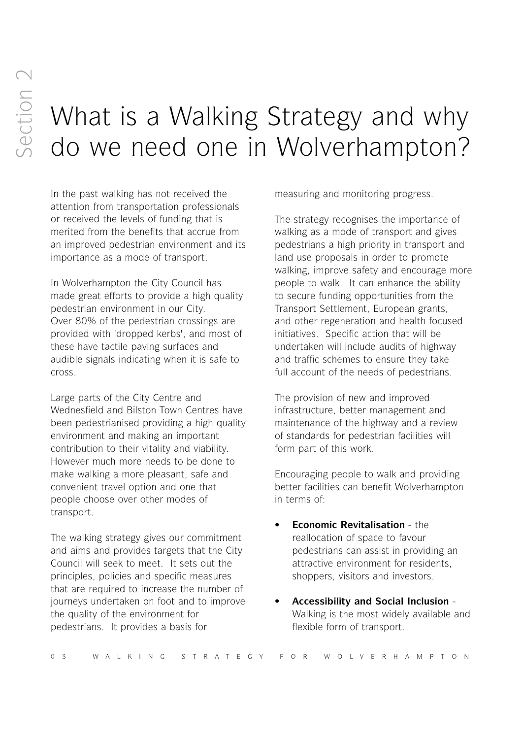Section 2

# What is a Walking Strategy and why do we need one in Wolverhampton?

In the past walking has not received the attention from transportation professionals or received the levels of funding that is merited from the benefits that accrue from an improved pedestrian environment and its importance as a mode of transport.

In Wolverhampton the City Council has made great efforts to provide a high quality pedestrian environment in our City. Over 80% of the pedestrian crossings are provided with 'dropped kerbs', and most of these have tactile paving surfaces and audible signals indicating when it is safe to cross.

Large parts of the City Centre and Wednesfield and Bilston Town Centres have been pedestrianised providing a high quality environment and making an important contribution to their vitality and viability. However much more needs to be done to make walking a more pleasant, safe and convenient travel option and one that people choose over other modes of transport.

The walking strategy gives our commitment and aims and provides targets that the City Council will seek to meet. It sets out the principles, policies and specific measures that are required to increase the number of journeys undertaken on foot and to improve the quality of the environment for pedestrians. It provides a basis for measuring and monitoring progress.

The strategy recognises the importance of walking as a mode of transport and gives pedestrians a high priority in transport and land use proposals in order to promote walking, improve safety and encourage more people to walk. It can enhance the ability to secure funding opportunities from the Transport Settlement, European grants, and other regeneration and health focused initiatives. Specific action that will be undertaken will include audits of highway and traffic schemes to ensure they take full account of the needs of pedestrians.

The provision of new and improved infrastructure, better management and maintenance of the highway and a review of standards for pedestrian facilities will form part of this work.

Encouraging people to walk and providing better facilities can benefit Wolverhampton in terms of:

- **Economic Revitalisation** - the reallocation of space to favour pedestrians can assist in providing an attractive environment for residents, shoppers, visitors and investors.
- **Accessibility and Social Inclusion** - Walking is the most widely available and flexible form of transport.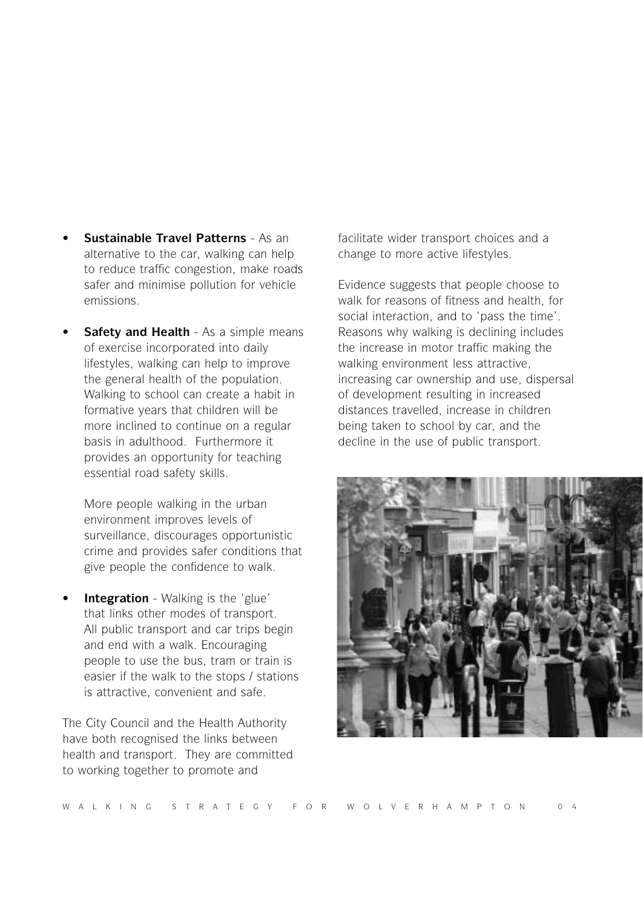- **Sustainable Travel Patterns** - As an alternative to the car, walking can help to reduce traffic congestion, make roads safer and minimise pollution for vehicle emissions.

- **Safety and Health** - As a simple means of exercise incorporated into daily lifestyles, walking can help to improve the general health of the population. Walking to school can create a habit in formative years that children will be more inclined to continue on a regular basis in adulthood. Furthermore it provides an opportunity for teaching essential road safety skills.

  More people walking in the urban environment improves levels of surveillance, discourages opportunistic crime and provides safer conditions that give people the confidence to walk.

- **Integration** - Walking is the 'glue' that links other modes of transport. All public transport and car trips begin and end with a walk. Encouraging people to use the bus, tram or train is easier if the walk to the stops / stations is attractive, convenient and safe.

The City Council and the Health Authority have both recognised the links between health and transport. They are committed to working together to promote and facilitate wider transport choices and a change to more active lifestyles.

Evidence suggests that people choose to walk for reasons of fitness and health, for social interaction, and to 'pass the time'. Reasons why walking is declining includes the increase in motor traffic making the walking environment less attractive, increasing car ownership and use, dispersal of development resulting in increased distances travelled, increase in children being taken to school by car, and the decline in the use of public transport.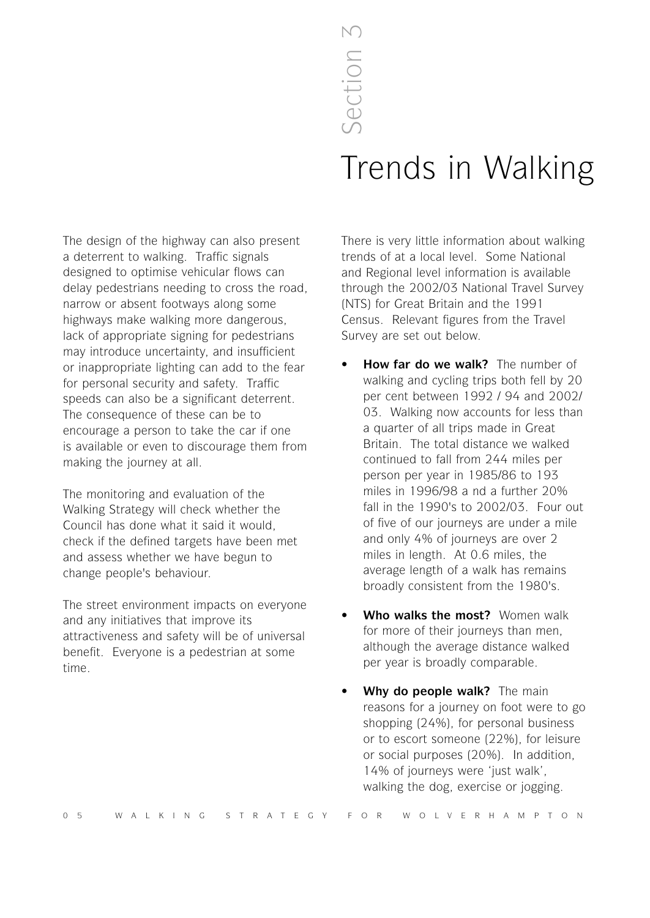The design of the highway can also present a deterrent to walking. Traffic signals designed to optimise vehicular flows can delay pedestrians needing to cross the road, narrow or absent footways along some highways make walking more dangerous, lack of appropriate signing for pedestrians may introduce uncertainty, and insufficient or inappropriate lighting can add to the fear for personal security and safety. Traffic speeds can also be a significant deterrent. The consequence of these can be to encourage a person to take the car if one is available or even to discourage them from making the journey at all.

The monitoring and evaluation of the Walking Strategy will check whether the Council has done what it said it would, check if the defined targets have been met and assess whether we have begun to change people's behaviour.

The street environment impacts on everyone and any initiatives that improve its attractiveness and safety will be of universal benefit. Everyone is a pedestrian at some time.

# Section 3

# Trends in Walking

There is very little information about walking trends of at a local level. Some National and Regional level information is available through the 2002/03 National Travel Survey (NTS) for Great Britain and the 1991 Census. Relevant figures from the Travel Survey are set out below.

- **How far do we walk?** The number of walking and cycling trips both fell by 20 per cent between 1992 / 94 and 2002/ 03. Walking now accounts for less than a quarter of all trips made in Great Britain. The total distance we walked continued to fall from 244 miles per person per year in 1985/86 to 193 miles in 1996/98 a nd a further 20% fall in the 1990's to 2002/03. Four out of five of our journeys are under a mile and only 4% of journeys are over 2 miles in length. At 0.6 miles, the average length of a walk has remains broadly consistent from the 1980's.
- **Who walks the most?** Women walk for more of their journeys than men, although the average distance walked per year is broadly comparable.
- **Why do people walk?** The main reasons for a journey on foot were to go shopping (24%), for personal business or to escort someone (22%), for leisure or social purposes (20%). In addition, 14% of journeys were 'just walk', walking the dog, exercise or jogging.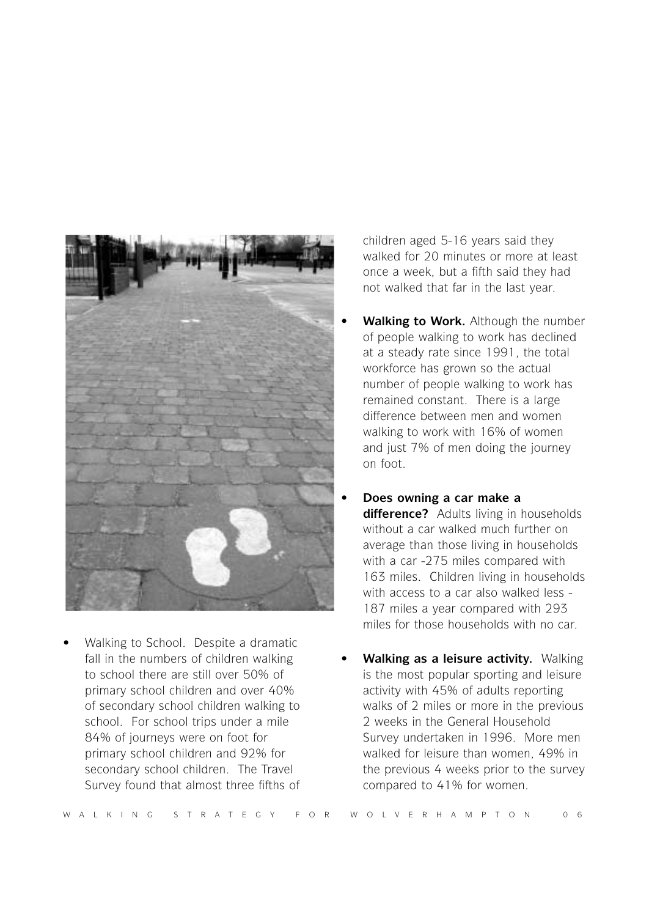- Walking to School. Despite a dramatic fall in the numbers of children walking to school there are still over 50% of primary school children and over 40% of secondary school children walking to school. For school trips under a mile 84% of journeys were on foot for primary school children and 92% for secondary school children. The Travel Survey found that almost three fifths of children aged 5-16 years said they walked for 20 minutes or more at least once a week, but a fifth said they had not walked that far in the last year.

- **Walking to Work.** Although the number of people walking to work has declined at a steady rate since 1991, the total workforce has grown so the actual number of people walking to work has remained constant. There is a large difference between men and women walking to work with 16% of women and just 7% of men doing the journey on foot.

- **Does owning a car make a difference?** Adults living in households without a car walked much further on average than those living in households with a car -275 miles compared with 163 miles. Children living in households with access to a car also walked less - 187 miles a year compared with 293 miles for those households with no car.

- **Walking as a leisure activity.** Walking is the most popular sporting and leisure activity with 45% of adults reporting walks of 2 miles or more in the previous 2 weeks in the General Household Survey undertaken in 1996. More men walked for leisure than women, 49% in the previous 4 weeks prior to the survey compared to 41% for women.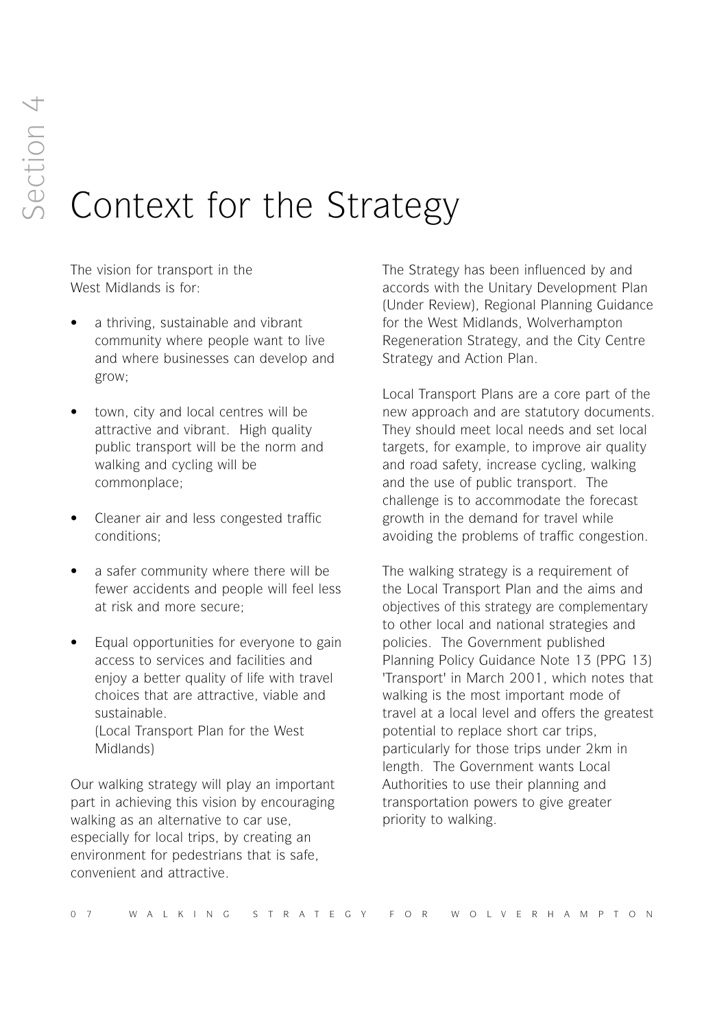Section 4

# Context for the Strategy

The vision for transport in the West Midlands is for:

- a thriving, sustainable and vibrant community where people want to live and where businesses can develop and grow;
- town, city and local centres will be attractive and vibrant. High quality public transport will be the norm and walking and cycling will be commonplace;
- Cleaner air and less congested traffic conditions;
- a safer community where there will be fewer accidents and people will feel less at risk and more secure;
- Equal opportunities for everyone to gain access to services and facilities and enjoy a better quality of life with travel choices that are attractive, viable and sustainable.
  (Local Transport Plan for the West Midlands)

Our walking strategy will play an important part in achieving this vision by encouraging walking as an alternative to car use, especially for local trips, by creating an environment for pedestrians that is safe, convenient and attractive.

The Strategy has been influenced by and accords with the Unitary Development Plan (Under Review), Regional Planning Guidance for the West Midlands, Wolverhampton Regeneration Strategy, and the City Centre Strategy and Action Plan.

Local Transport Plans are a core part of the new approach and are statutory documents. They should meet local needs and set local targets, for example, to improve air quality and road safety, increase cycling, walking and the use of public transport. The challenge is to accommodate the forecast growth in the demand for travel while avoiding the problems of traffic congestion.

The walking strategy is a requirement of the Local Transport Plan and the aims and objectives of this strategy are complementary to other local and national strategies and policies. The Government published Planning Policy Guidance Note 13 (PPG 13) 'Transport' in March 2001, which notes that walking is the most important mode of travel at a local level and offers the greatest potential to replace short car trips, particularly for those trips under 2km in length. The Government wants Local Authorities to use their planning and transportation powers to give greater priority to walking.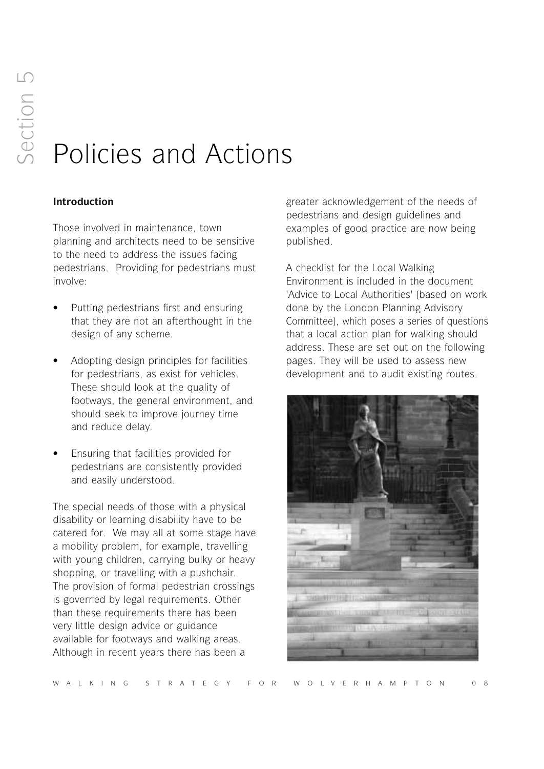Section 5

# Policies and Actions

### Introduction

Those involved in maintenance, town planning and architects need to be sensitive to the need to address the issues facing pedestrians. Providing for pedestrians must involve:

- Putting pedestrians first and ensuring that they are not an afterthought in the design of any scheme.
- Adopting design principles for facilities for pedestrians, as exist for vehicles. These should look at the quality of footways, the general environment, and should seek to improve journey time and reduce delay.
- Ensuring that facilities provided for pedestrians are consistently provided and easily understood.

The special needs of those with a physical disability or learning disability have to be catered for. We may all at some stage have a mobility problem, for example, travelling with young children, carrying bulky or heavy shopping, or travelling with a pushchair. The provision of formal pedestrian crossings is governed by legal requirements. Other than these requirements there has been very little design advice or guidance available for footways and walking areas. Although in recent years there has been a greater acknowledgement of the needs of pedestrians and design guidelines and examples of good practice are now being published.

A checklist for the Local Walking Environment is included in the document 'Advice to Local Authorities' (based on work done by the London Planning Advisory Committee), which poses a series of questions that a local action plan for walking should address. These are set out on the following pages. They will be used to assess new development and to audit existing routes.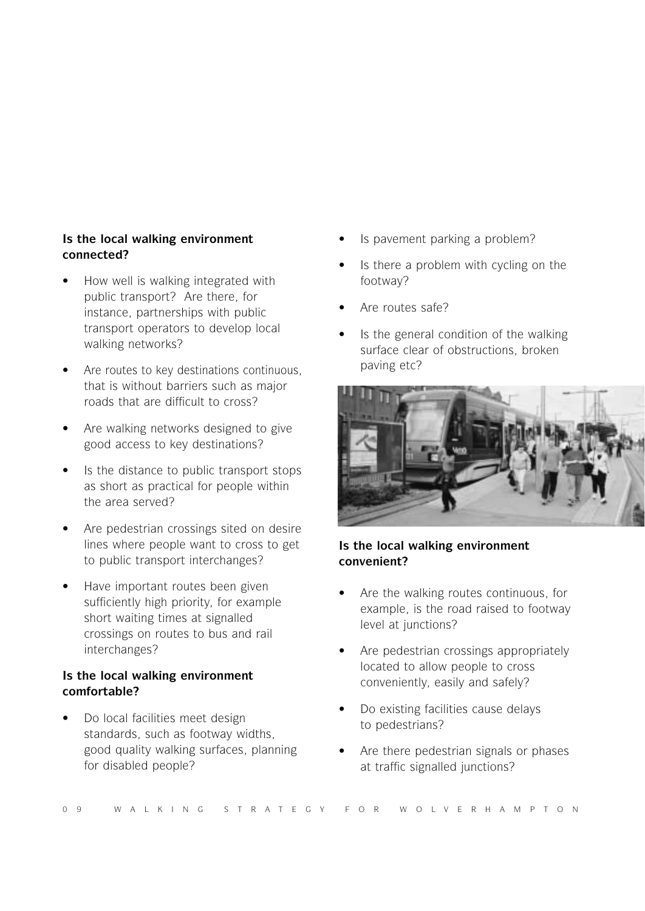**Is the local walking environment connected?**

- How well is walking integrated with public transport? Are there, for instance, partnerships with public transport operators to develop local walking networks?
- Are routes to key destinations continuous, that is without barriers such as major roads that are difficult to cross?
- Are walking networks designed to give good access to key destinations?
- Is the distance to public transport stops as short as practical for people within the area served?
- Are pedestrian crossings sited on desire lines where people want to cross to get to public transport interchanges?
- Have important routes been given sufficiently high priority, for example short waiting times at signalled crossings on routes to bus and rail interchanges?

**Is the local walking environment comfortable?**

- Do local facilities meet design standards, such as footway widths, good quality walking surfaces, planning for disabled people?
- Is pavement parking a problem?
- Is there a problem with cycling on the footway?
- Are routes safe?
- Is the general condition of the walking surface clear of obstructions, broken paving etc?

**Is the local walking environment convenient?**

- Are the walking routes continuous, for example, is the road raised to footway level at junctions?
- Are pedestrian crossings appropriately located to allow people to cross conveniently, easily and safely?
- Do existing facilities cause delays to pedestrians?
- Are there pedestrian signals or phases at traffic signalled junctions?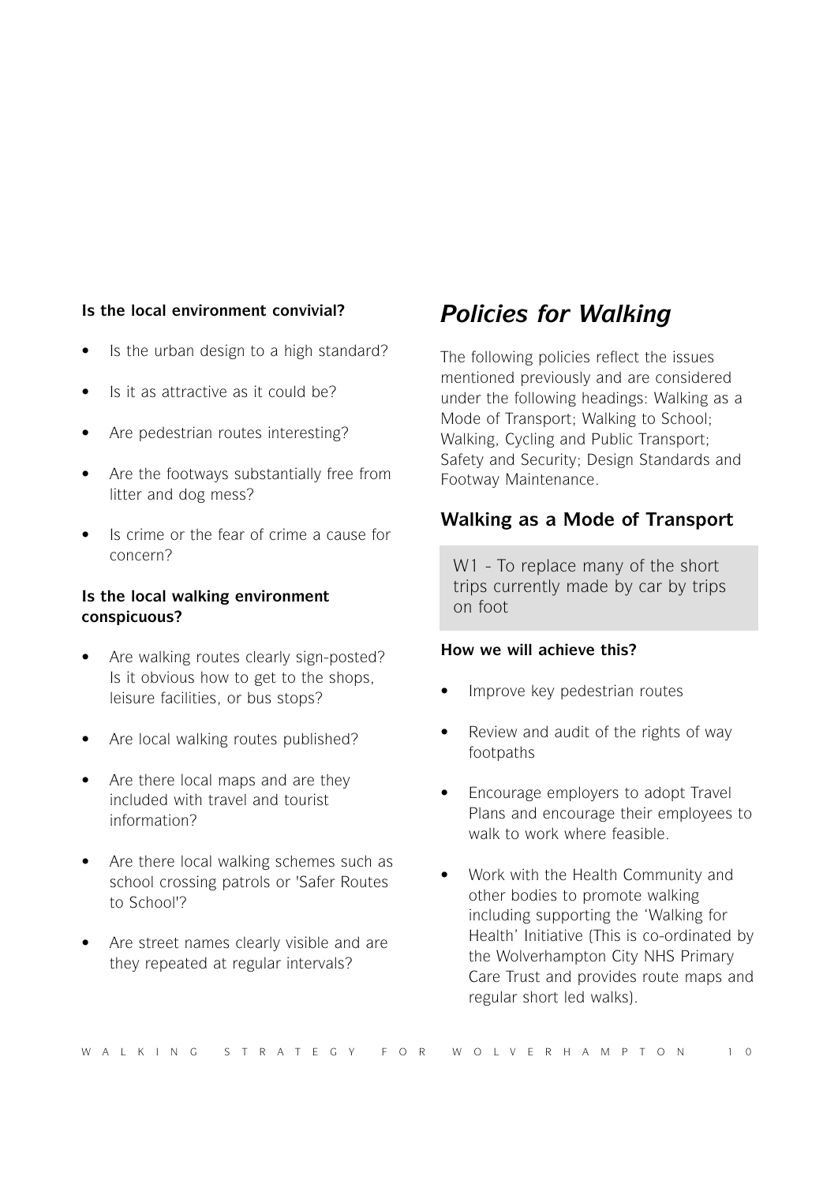**Is the local environment convivial?**

- Is the urban design to a high standard?
- Is it as attractive as it could be?
- Are pedestrian routes interesting?
- Are the footways substantially free from litter and dog mess?
- Is crime or the fear of crime a cause for concern?

**Is the local walking environment conspicuous?**

- Are walking routes clearly sign-posted? Is it obvious how to get to the shops, leisure facilities, or bus stops?
- Are local walking routes published?
- Are there local maps and are they included with travel and tourist information?
- Are there local walking schemes such as school crossing patrols or 'Safer Routes to School'?
- Are street names clearly visible and are they repeated at regular intervals?

# *Policies for Walking*

The following policies reflect the issues mentioned previously and are considered under the following headings: Walking as a Mode of Transport; Walking to School; Walking, Cycling and Public Transport; Safety and Security; Design Standards and Footway Maintenance.

## Walking as a Mode of Transport

W1 - To replace many of the short trips currently made by car by trips on foot

**How we will achieve this?**

- Improve key pedestrian routes
- Review and audit of the rights of way footpaths
- Encourage employers to adopt Travel Plans and encourage their employees to walk to work where feasible.
- Work with the Health Community and other bodies to promote walking including supporting the 'Walking for Health' Initiative (This is co-ordinated by the Wolverhampton City NHS Primary Care Trust and provides route maps and regular short led walks).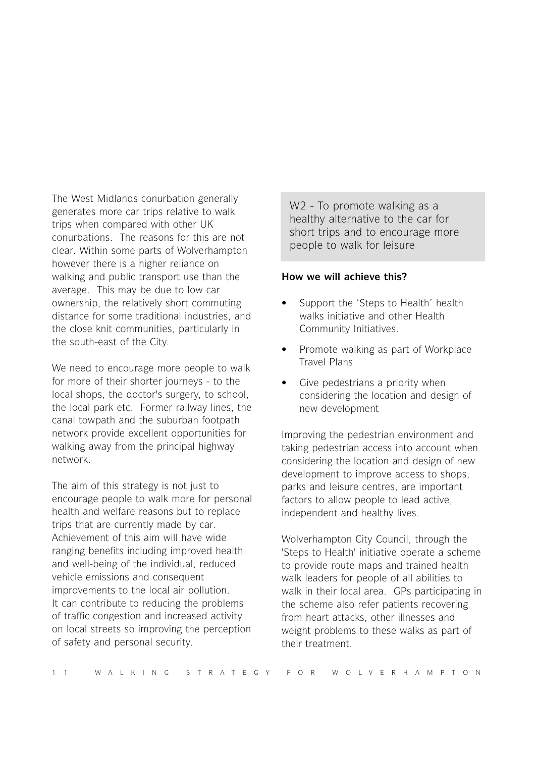The West Midlands conurbation generally generates more car trips relative to walk trips when compared with other UK conurbations. The reasons for this are not clear. Within some parts of Wolverhampton however there is a higher reliance on walking and public transport use than the average. This may be due to low car ownership, the relatively short commuting distance for some traditional industries, and the close knit communities, particularly in the south-east of the City.

We need to encourage more people to walk for more of their shorter journeys - to the local shops, the doctor's surgery, to school, the local park etc. Former railway lines, the canal towpath and the suburban footpath network provide excellent opportunities for walking away from the principal highway network.

The aim of this strategy is not just to encourage people to walk more for personal health and welfare reasons but to replace trips that are currently made by car. Achievement of this aim will have wide ranging benefits including improved health and well-being of the individual, reduced vehicle emissions and consequent improvements to the local air pollution. It can contribute to reducing the problems of traffic congestion and increased activity on local streets so improving the perception of safety and personal security.

W2 - To promote walking as a healthy alternative to the car for short trips and to encourage more people to walk for leisure

**How we will achieve this?**

- Support the 'Steps to Health' health walks initiative and other Health Community Initiatives.
- Promote walking as part of Workplace Travel Plans
- Give pedestrians a priority when considering the location and design of new development

Improving the pedestrian environment and taking pedestrian access into account when considering the location and design of new development to improve access to shops, parks and leisure centres, are important factors to allow people to lead active, independent and healthy lives.

Wolverhampton City Council, through the 'Steps to Health' initiative operate a scheme to provide route maps and trained health walk leaders for people of all abilities to walk in their local area. GPs participating in the scheme also refer patients recovering from heart attacks, other illnesses and weight problems to these walks as part of their treatment.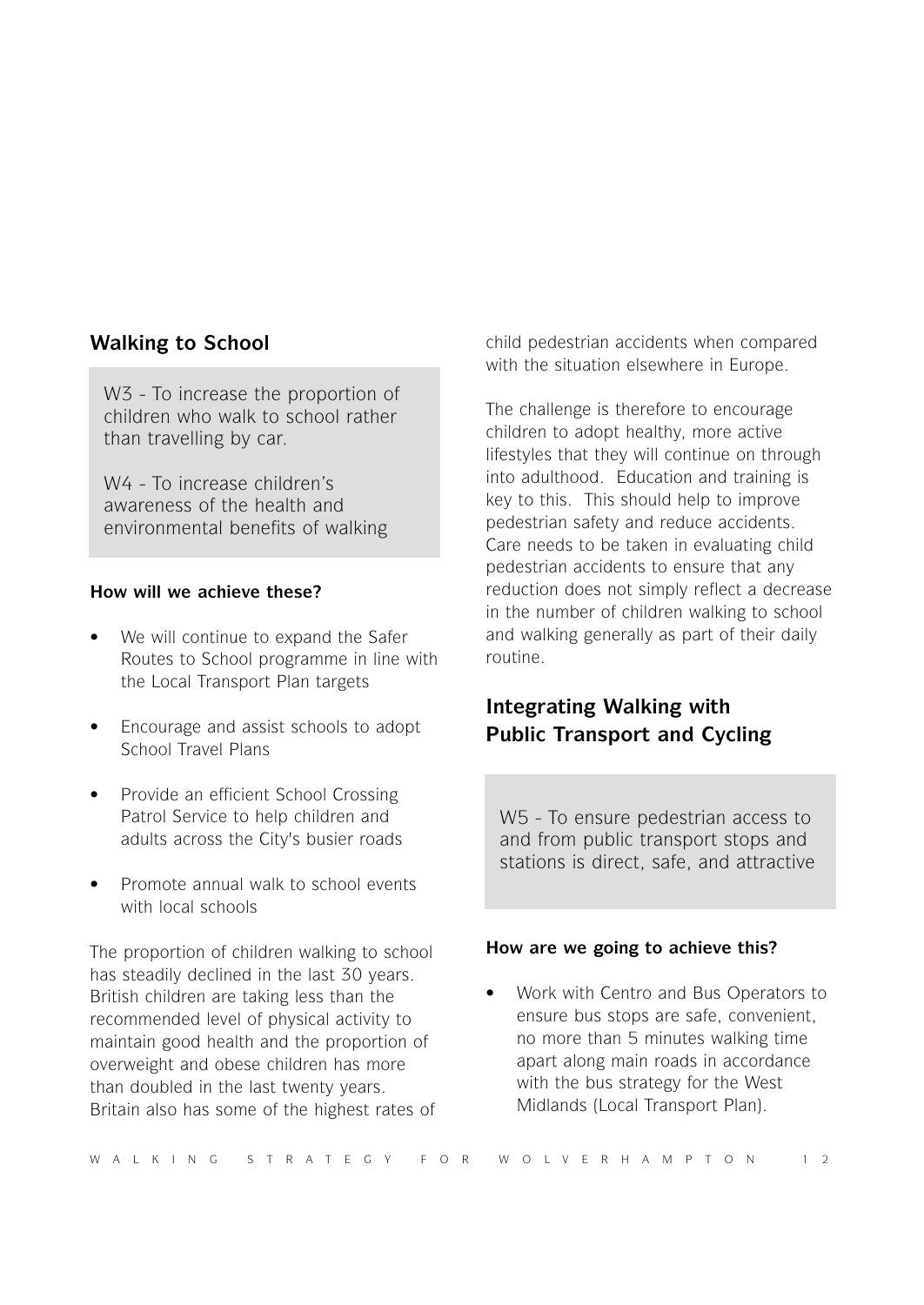## Walking to School

W3 - To increase the proportion of children who walk to school rather than travelling by car.

W4 - To increase children's awareness of the health and environmental benefits of walking

**How will we achieve these?**

- We will continue to expand the Safer Routes to School programme in line with the Local Transport Plan targets
- Encourage and assist schools to adopt School Travel Plans
- Provide an efficient School Crossing Patrol Service to help children and adults across the City's busier roads
- Promote annual walk to school events with local schools

The proportion of children walking to school has steadily declined in the last 30 years. British children are taking less than the recommended level of physical activity to maintain good health and the proportion of overweight and obese children has more than doubled in the last twenty years. Britain also has some of the highest rates of child pedestrian accidents when compared with the situation elsewhere in Europe.

The challenge is therefore to encourage children to adopt healthy, more active lifestyles that they will continue on through into adulthood. Education and training is key to this. This should help to improve pedestrian safety and reduce accidents. Care needs to be taken in evaluating child pedestrian accidents to ensure that any reduction does not simply reflect a decrease in the number of children walking to school and walking generally as part of their daily routine.

## Integrating Walking with Public Transport and Cycling

W5 - To ensure pedestrian access to and from public transport stops and stations is direct, safe, and attractive

**How are we going to achieve this?**

- Work with Centro and Bus Operators to ensure bus stops are safe, convenient, no more than 5 minutes walking time apart along main roads in accordance with the bus strategy for the West Midlands (Local Transport Plan).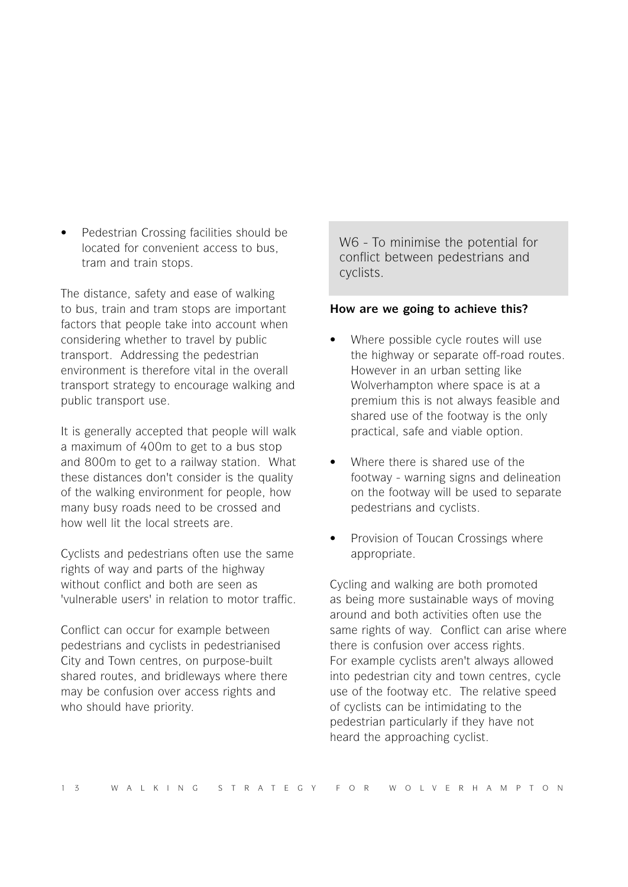- Pedestrian Crossing facilities should be located for convenient access to bus, tram and train stops.

The distance, safety and ease of walking to bus, train and tram stops are important factors that people take into account when considering whether to travel by public transport. Addressing the pedestrian environment is therefore vital in the overall transport strategy to encourage walking and public transport use.

It is generally accepted that people will walk a maximum of 400m to get to a bus stop and 800m to get to a railway station. What these distances don't consider is the quality of the walking environment for people, how many busy roads need to be crossed and how well lit the local streets are.

Cyclists and pedestrians often use the same rights of way and parts of the highway without conflict and both are seen as 'vulnerable users' in relation to motor traffic.

Conflict can occur for example between pedestrians and cyclists in pedestrianised City and Town centres, on purpose-built shared routes, and bridleways where there may be confusion over access rights and who should have priority.

W6 - To minimise the potential for conflict between pedestrians and cyclists.

**How are we going to achieve this?**

- Where possible cycle routes will use the highway or separate off-road routes. However in an urban setting like Wolverhampton where space is at a premium this is not always feasible and shared use of the footway is the only practical, safe and viable option.
- Where there is shared use of the footway - warning signs and delineation on the footway will be used to separate pedestrians and cyclists.
- Provision of Toucan Crossings where appropriate.

Cycling and walking are both promoted as being more sustainable ways of moving around and both activities often use the same rights of way. Conflict can arise where there is confusion over access rights. For example cyclists aren't always allowed into pedestrian city and town centres, cycle use of the footway etc. The relative speed of cyclists can be intimidating to the pedestrian particularly if they have not heard the approaching cyclist.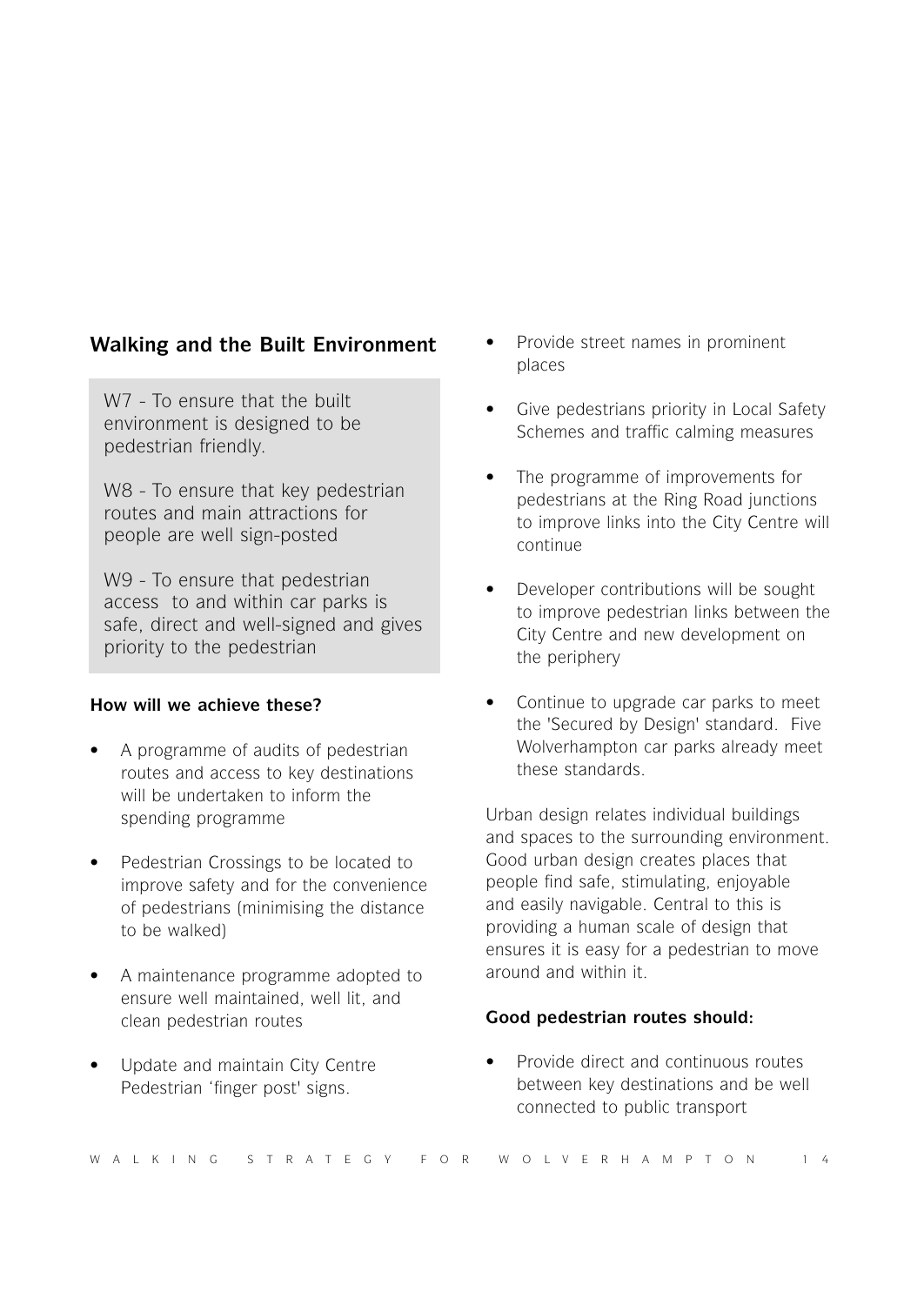## Walking and the Built Environment

W7 - To ensure that the built environment is designed to be pedestrian friendly.

W8 - To ensure that key pedestrian routes and main attractions for people are well sign-posted

W9 - To ensure that pedestrian access to and within car parks is safe, direct and well-signed and gives priority to the pedestrian

**How will we achieve these?**

- A programme of audits of pedestrian routes and access to key destinations will be undertaken to inform the spending programme
- Pedestrian Crossings to be located to improve safety and for the convenience of pedestrians (minimising the distance to be walked)
- A maintenance programme adopted to ensure well maintained, well lit, and clean pedestrian routes
- Update and maintain City Centre Pedestrian 'finger post' signs.
- Provide street names in prominent places
- Give pedestrians priority in Local Safety Schemes and traffic calming measures
- The programme of improvements for pedestrians at the Ring Road junctions to improve links into the City Centre will continue
- Developer contributions will be sought to improve pedestrian links between the City Centre and new development on the periphery
- Continue to upgrade car parks to meet the 'Secured by Design' standard. Five Wolverhampton car parks already meet these standards.

Urban design relates individual buildings and spaces to the surrounding environment. Good urban design creates places that people find safe, stimulating, enjoyable and easily navigable. Central to this is providing a human scale of design that ensures it is easy for a pedestrian to move around and within it.

**Good pedestrian routes should:**

- Provide direct and continuous routes between key destinations and be well connected to public transport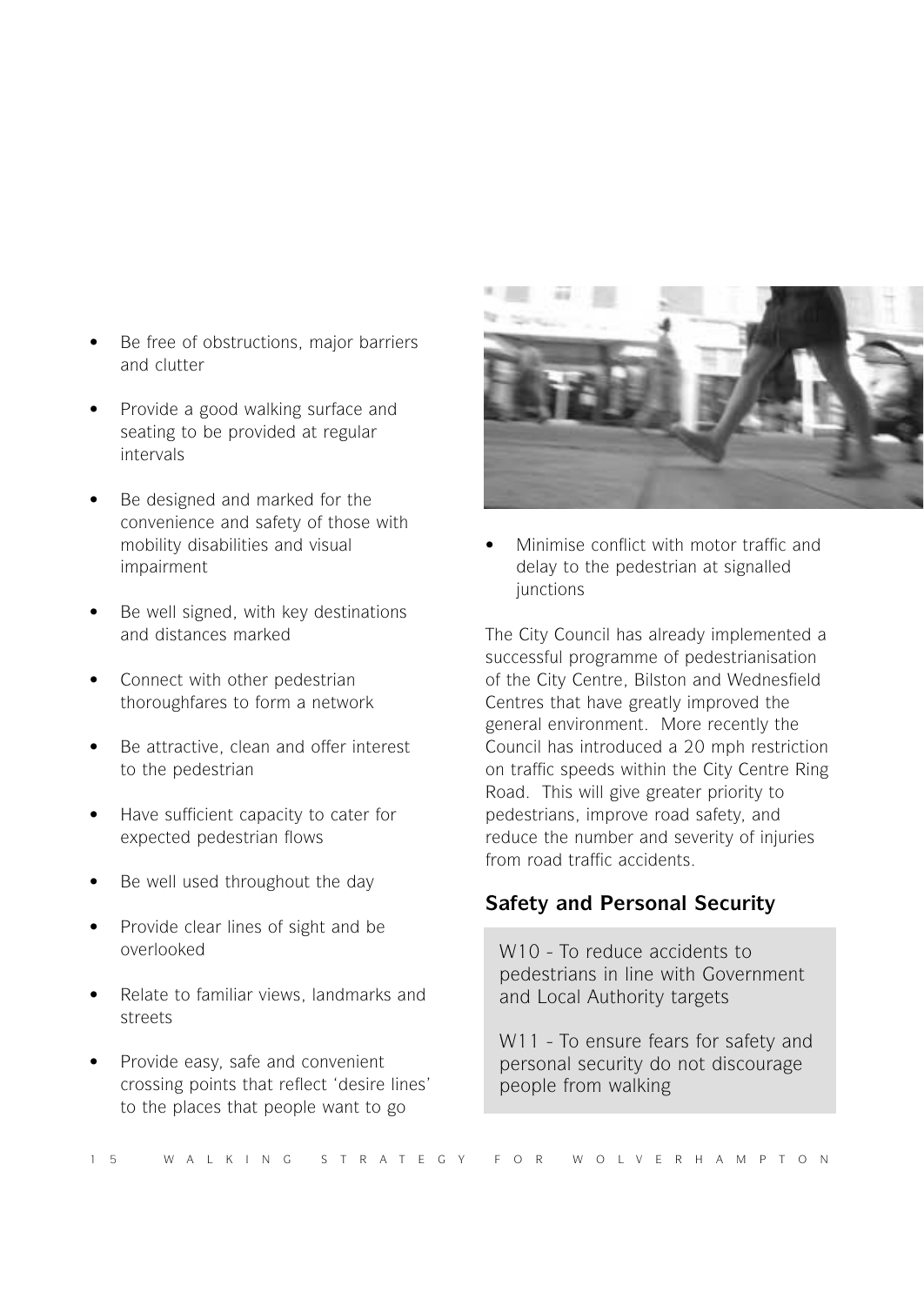- Be free of obstructions, major barriers and clutter
- Provide a good walking surface and seating to be provided at regular intervals
- Be designed and marked for the convenience and safety of those with mobility disabilities and visual impairment
- Be well signed, with key destinations and distances marked
- Connect with other pedestrian thoroughfares to form a network
- Be attractive, clean and offer interest to the pedestrian
- Have sufficient capacity to cater for expected pedestrian flows
- Be well used throughout the day
- Provide clear lines of sight and be overlooked
- Relate to familiar views, landmarks and streets
- Provide easy, safe and convenient crossing points that reflect 'desire lines' to the places that people want to go
- Minimise conflict with motor traffic and delay to the pedestrian at signalled junctions

The City Council has already implemented a successful programme of pedestrianisation of the City Centre, Bilston and Wednesfield Centres that have greatly improved the general environment. More recently the Council has introduced a 20 mph restriction on traffic speeds within the City Centre Ring Road. This will give greater priority to pedestrians, improve road safety, and reduce the number and severity of injuries from road traffic accidents.

## Safety and Personal Security

W10 - To reduce accidents to pedestrians in line with Government and Local Authority targets

W11 - To ensure fears for safety and personal security do not discourage people from walking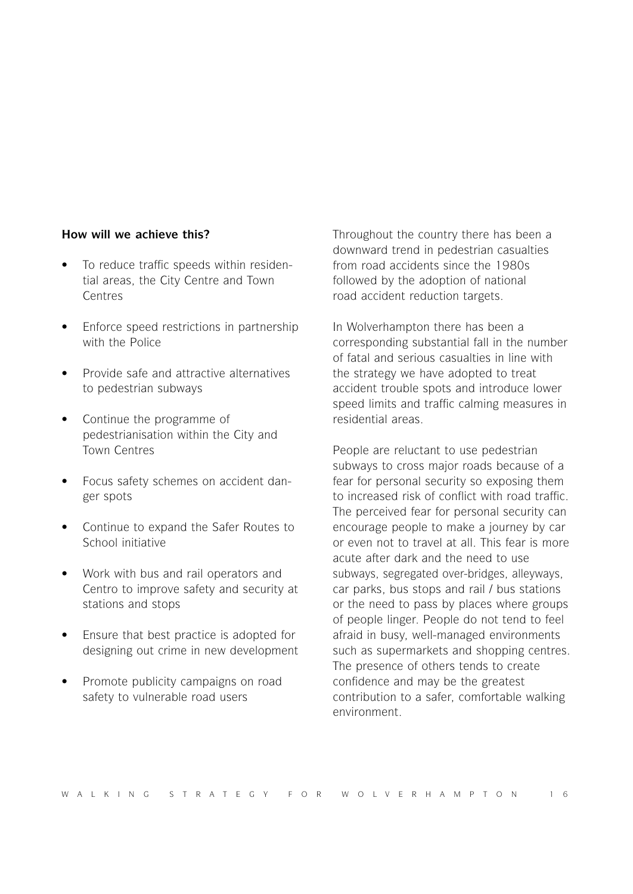**How will we achieve this?**

- To reduce traffic speeds within residential areas, the City Centre and Town Centres
- Enforce speed restrictions in partnership with the Police
- Provide safe and attractive alternatives to pedestrian subways
- Continue the programme of pedestrianisation within the City and Town Centres
- Focus safety schemes on accident danger spots
- Continue to expand the Safer Routes to School initiative
- Work with bus and rail operators and Centro to improve safety and security at stations and stops
- Ensure that best practice is adopted for designing out crime in new development
- Promote publicity campaigns on road safety to vulnerable road users

Throughout the country there has been a downward trend in pedestrian casualties from road accidents since the 1980s followed by the adoption of national road accident reduction targets.

In Wolverhampton there has been a corresponding substantial fall in the number of fatal and serious casualties in line with the strategy we have adopted to treat accident trouble spots and introduce lower speed limits and traffic calming measures in residential areas.

People are reluctant to use pedestrian subways to cross major roads because of a fear for personal security so exposing them to increased risk of conflict with road traffic. The perceived fear for personal security can encourage people to make a journey by car or even not to travel at all. This fear is more acute after dark and the need to use subways, segregated over-bridges, alleyways, car parks, bus stops and rail / bus stations or the need to pass by places where groups of people linger. People do not tend to feel afraid in busy, well-managed environments such as supermarkets and shopping centres. The presence of others tends to create confidence and may be the greatest contribution to a safer, comfortable walking environment.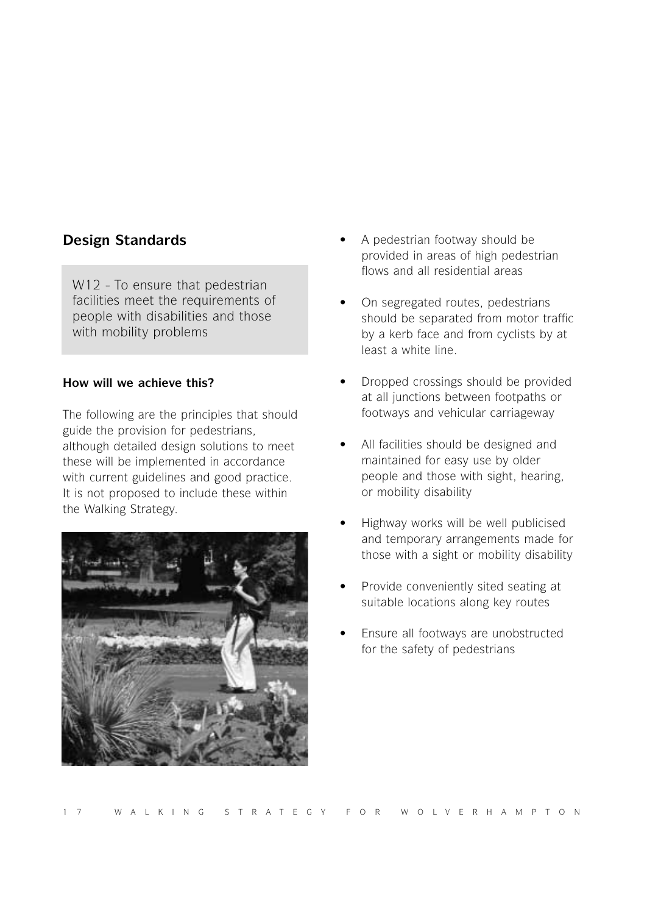## Design Standards

W12 - To ensure that pedestrian facilities meet the requirements of people with disabilities and those with mobility problems

**How will we achieve this?**

The following are the principles that should guide the provision for pedestrians, although detailed design solutions to meet these will be implemented in accordance with current guidelines and good practice. It is not proposed to include these within the Walking Strategy.

- A pedestrian footway should be provided in areas of high pedestrian flows and all residential areas
- On segregated routes, pedestrians should be separated from motor traffic by a kerb face and from cyclists by at least a white line.
- Dropped crossings should be provided at all junctions between footpaths or footways and vehicular carriageway
- All facilities should be designed and maintained for easy use by older people and those with sight, hearing, or mobility disability
- Highway works will be well publicised and temporary arrangements made for those with a sight or mobility disability
- Provide conveniently sited seating at suitable locations along key routes
- Ensure all footways are unobstructed for the safety of pedestrians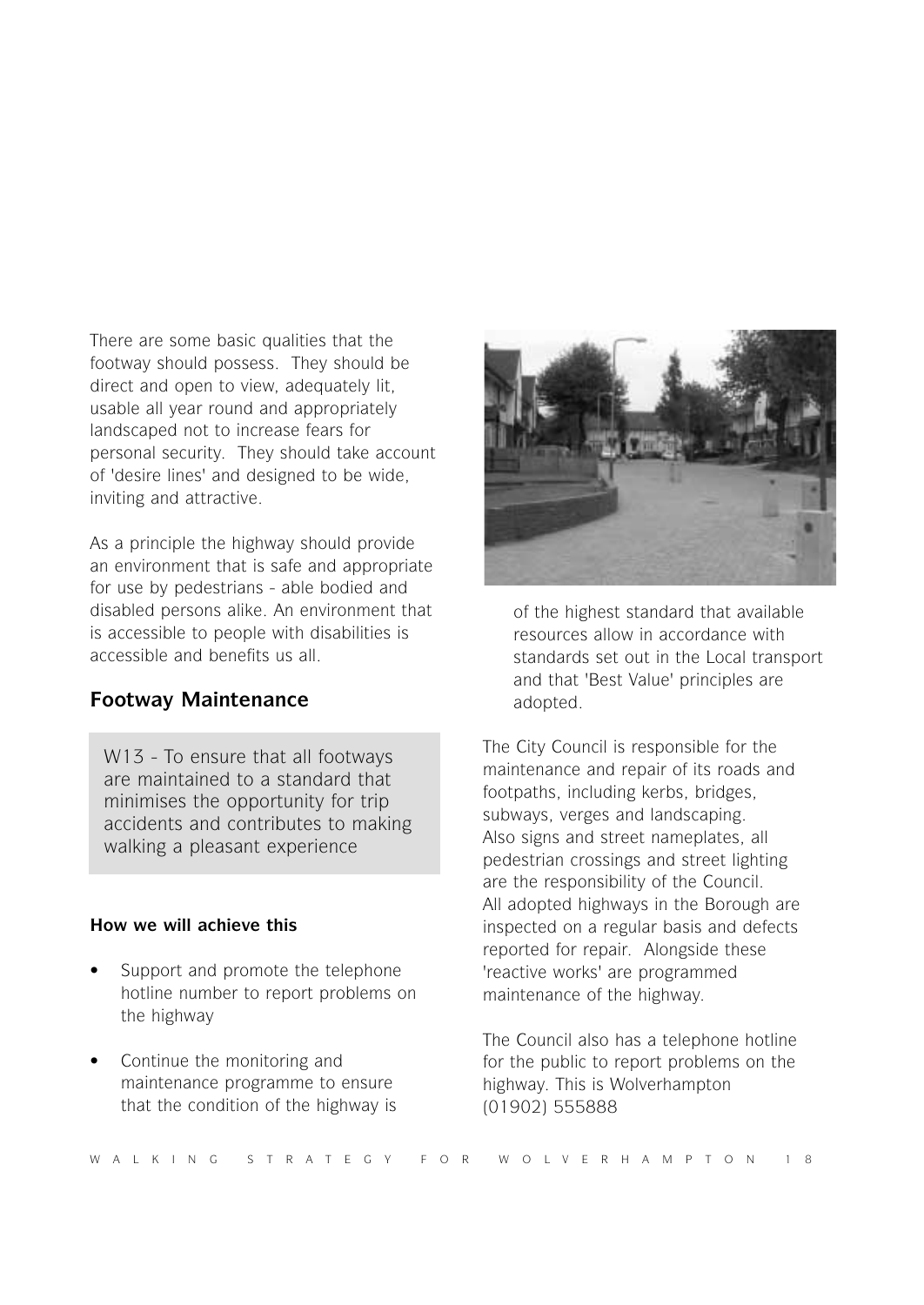There are some basic qualities that the footway should possess. They should be direct and open to view, adequately lit, usable all year round and appropriately landscaped not to increase fears for personal security. They should take account of 'desire lines' and designed to be wide, inviting and attractive.

As a principle the highway should provide an environment that is safe and appropriate for use by pedestrians - able bodied and disabled persons alike. An environment that is accessible to people with disabilities is accessible and benefits us all.

## Footway Maintenance

W13 - To ensure that all footways are maintained to a standard that minimises the opportunity for trip accidents and contributes to making walking a pleasant experience

**How we will achieve this**

- Support and promote the telephone hotline number to report problems on the highway
- Continue the monitoring and maintenance programme to ensure that the condition of the highway is of the highest standard that available resources allow in accordance with standards set out in the Local transport and that 'Best Value' principles are adopted.

The City Council is responsible for the maintenance and repair of its roads and footpaths, including kerbs, bridges, subways, verges and landscaping. Also signs and street nameplates, all pedestrian crossings and street lighting are the responsibility of the Council. All adopted highways in the Borough are inspected on a regular basis and defects reported for repair. Alongside these 'reactive works' are programmed maintenance of the highway.

The Council also has a telephone hotline for the public to report problems on the highway. This is Wolverhampton (01902) 555888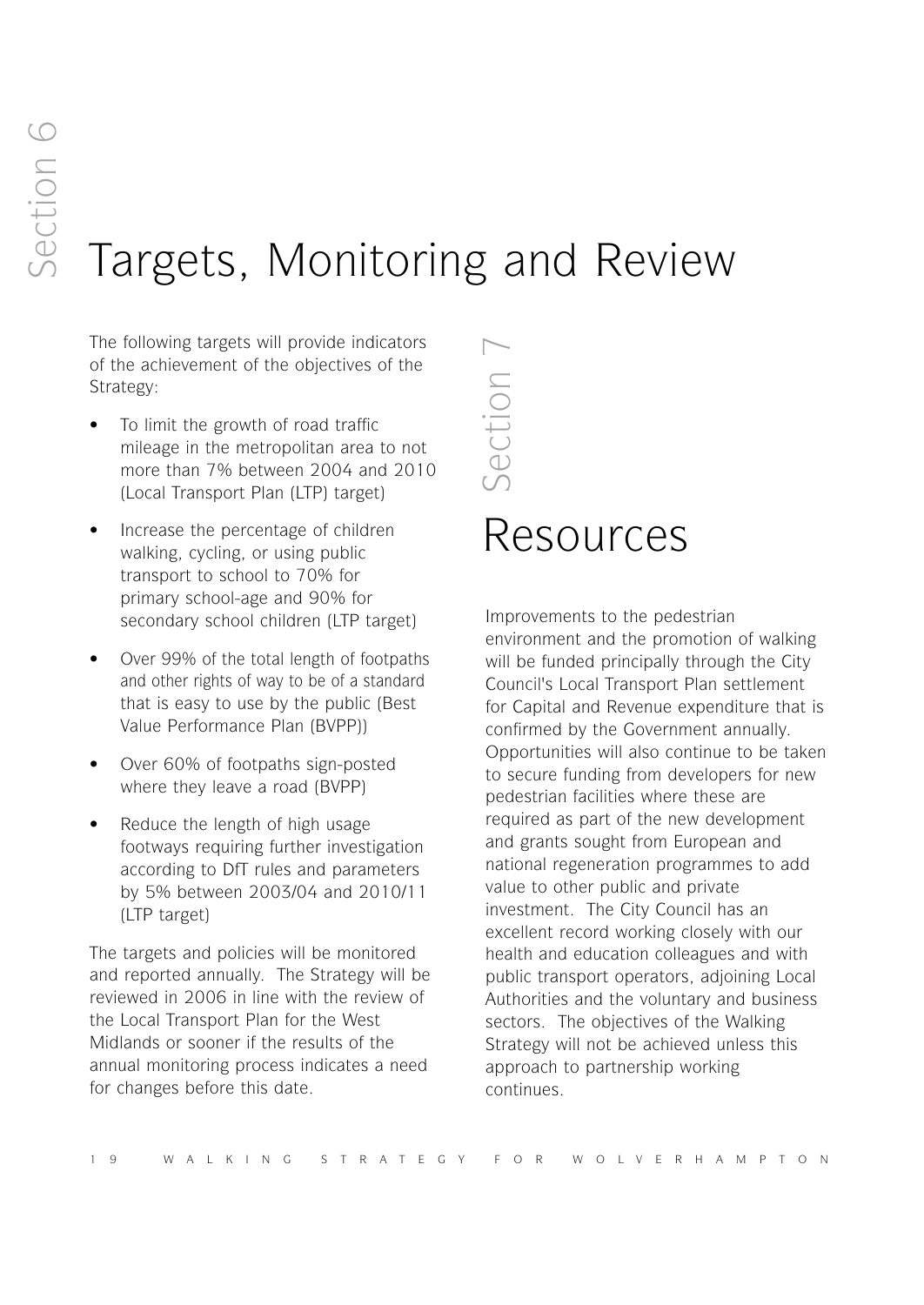# Section 6

# Targets, Monitoring and Review

The following targets will provide indicators of the achievement of the objectives of the Strategy:

- To limit the growth of road traffic mileage in the metropolitan area to not more than 7% between 2004 and 2010 (Local Transport Plan (LTP) target)
- Increase the percentage of children walking, cycling, or using public transport to school to 70% for primary school-age and 90% for secondary school children (LTP target)
- Over 99% of the total length of footpaths and other rights of way to be of a standard that is easy to use by the public (Best Value Performance Plan (BVPP))
- Over 60% of footpaths sign-posted where they leave a road (BVPP)
- Reduce the length of high usage footways requiring further investigation according to DfT rules and parameters by 5% between 2003/04 and 2010/11 (LTP target)

The targets and policies will be monitored and reported annually. The Strategy will be reviewed in 2006 in line with the review of the Local Transport Plan for the West Midlands or sooner if the results of the annual monitoring process indicates a need for changes before this date.

# Section 7

# Resources

Improvements to the pedestrian environment and the promotion of walking will be funded principally through the City Council's Local Transport Plan settlement for Capital and Revenue expenditure that is confirmed by the Government annually. Opportunities will also continue to be taken to secure funding from developers for new pedestrian facilities where these are required as part of the new development and grants sought from European and national regeneration programmes to add value to other public and private investment. The City Council has an excellent record working closely with our health and education colleagues and with public transport operators, adjoining Local Authorities and the voluntary and business sectors. The objectives of the Walking Strategy will not be achieved unless this approach to partnership working continues.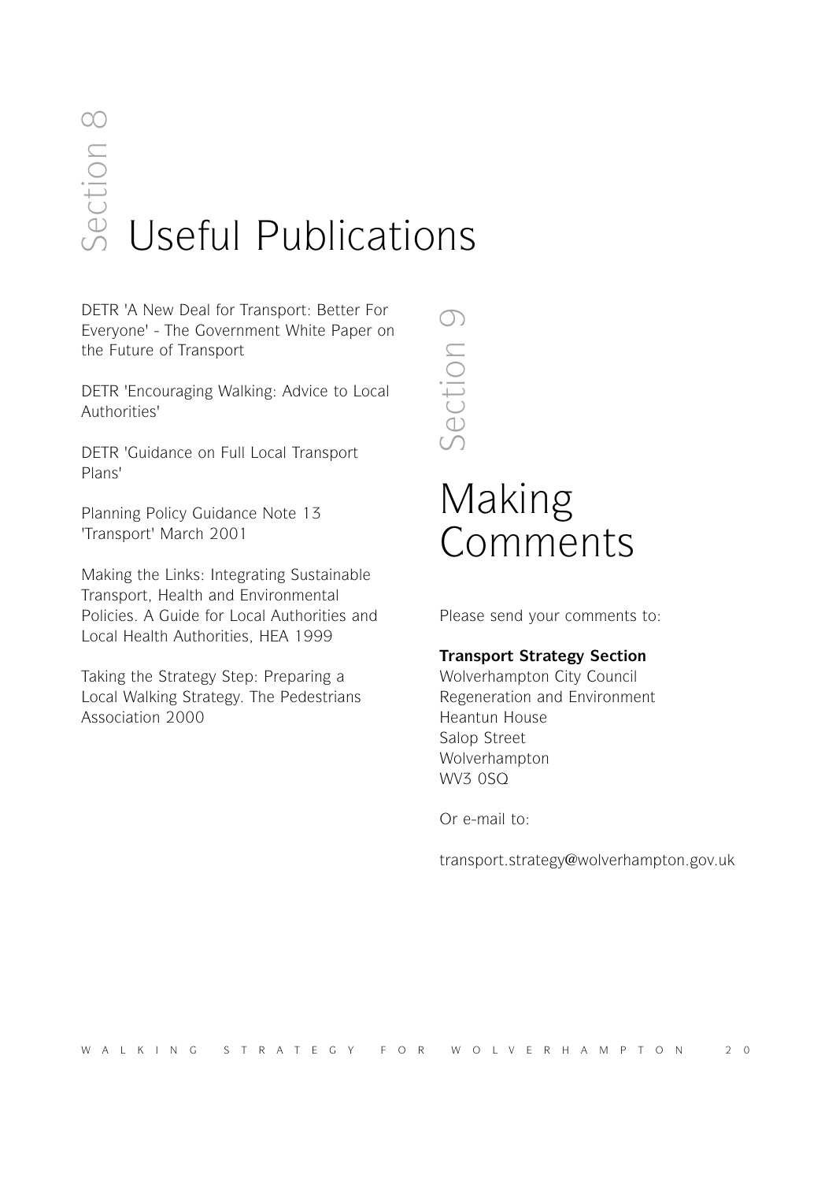# Section 8 Useful Publications

DETR 'A New Deal for Transport: Better For Everyone' - The Government White Paper on the Future of Transport

DETR 'Encouraging Walking: Advice to Local Authorities'

DETR 'Guidance on Full Local Transport Plans'

Planning Policy Guidance Note 13 'Transport' March 2001

Making the Links: Integrating Sustainable Transport, Health and Environmental Policies. A Guide for Local Authorities and Local Health Authorities, HEA 1999

Taking the Strategy Step: Preparing a Local Walking Strategy. The Pedestrians Association 2000

# Section 9 Making Comments

Please send your comments to:

**Transport Strategy Section**
Wolverhampton City Council
Regeneration and Environment
Heantun House
Salop Street
Wolverhampton
WV3 0SQ

Or e-mail to:

transport.strategy@wolverhampton.gov.uk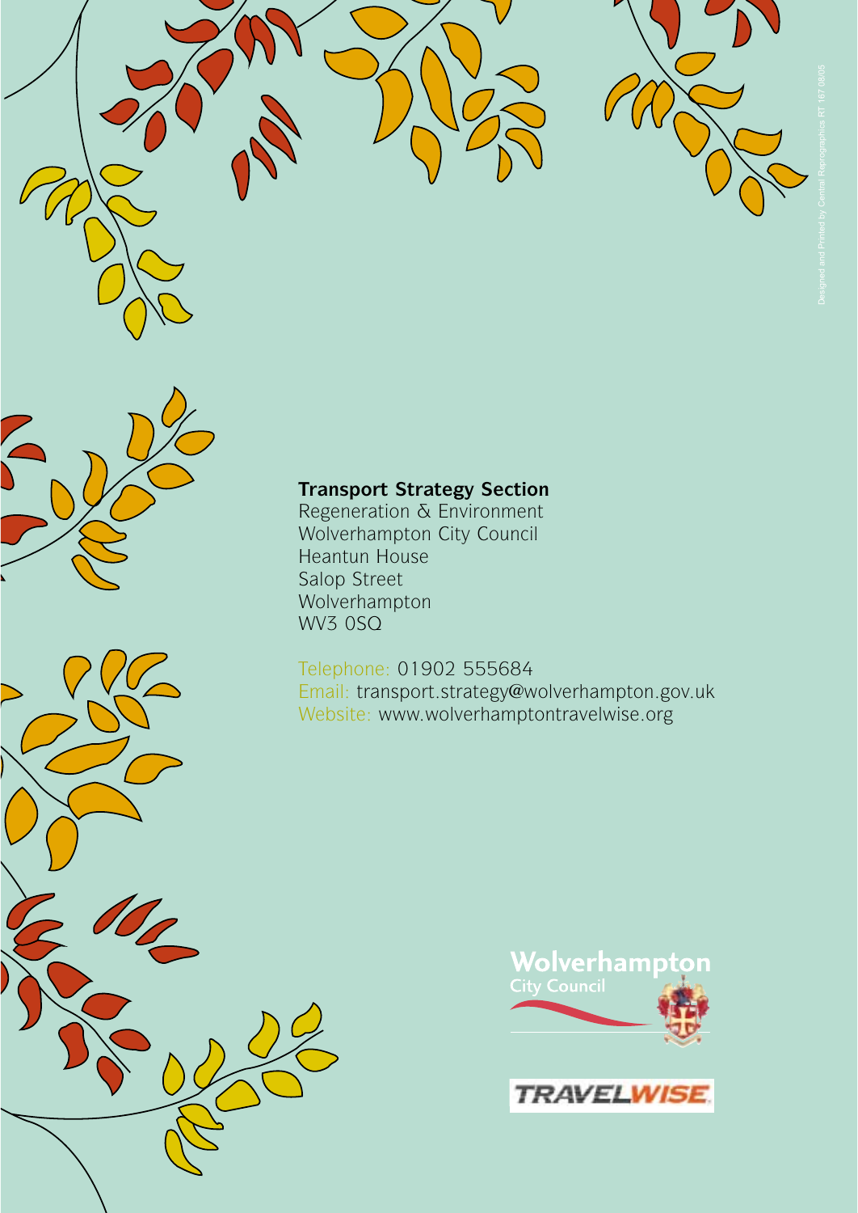**Transport Strategy Section**
Regeneration & Environment
Wolverhampton City Council
Heantun House
Salop Street
Wolverhampton
WV3 0SQ

Telephone: 01902 555684
Email: transport.strategy@wolverhampton.gov.uk
Website: www.wolverhamptontravelwise.org

Designed and Printed by Central Reprographics RT 167 08/05